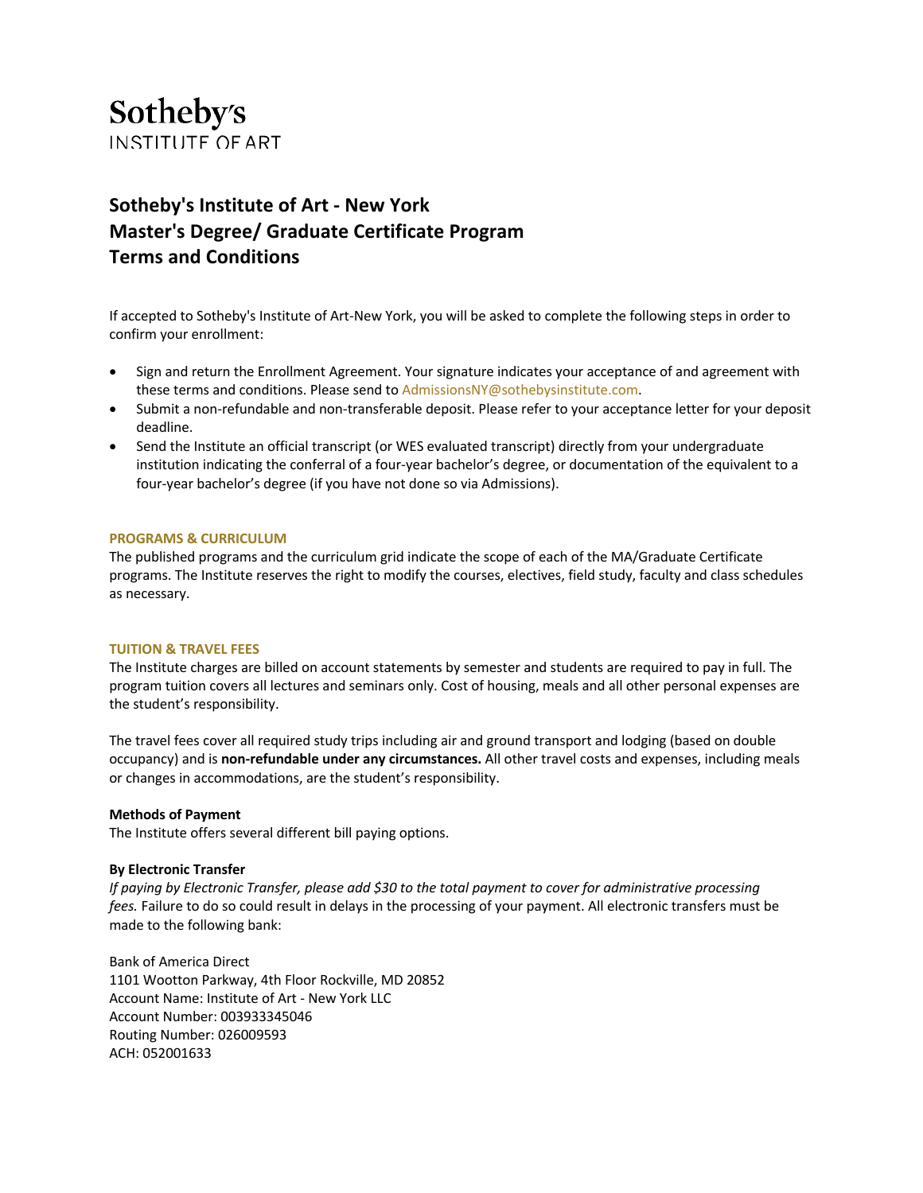# Sotheby's
INSTITUTE OF ART

## Sotheby's Institute of Art - New York
## Master's Degree/ Graduate Certificate Program
## Terms and Conditions

If accepted to Sotheby's Institute of Art-New York, you will be asked to complete the following steps in order to confirm your enrollment:

- Sign and return the Enrollment Agreement. Your signature indicates your acceptance of and agreement with these terms and conditions. Please send to AdmissionsNY@sothebysinstitute.com.
- Submit a non-refundable and non-transferable deposit. Please refer to your acceptance letter for your deposit deadline.
- Send the Institute an official transcript (or WES evaluated transcript) directly from your undergraduate institution indicating the conferral of a four-year bachelor's degree, or documentation of the equivalent to a four-year bachelor's degree (if you have not done so via Admissions).

### PROGRAMS & CURRICULUM

The published programs and the curriculum grid indicate the scope of each of the MA/Graduate Certificate programs. The Institute reserves the right to modify the courses, electives, field study, faculty and class schedules as necessary.

### TUITION & TRAVEL FEES

The Institute charges are billed on account statements by semester and students are required to pay in full. The program tuition covers all lectures and seminars only. Cost of housing, meals and all other personal expenses are the student's responsibility.

The travel fees cover all required study trips including air and ground transport and lodging (based on double occupancy) and is **non-refundable under any circumstances.** All other travel costs and expenses, including meals or changes in accommodations, are the student's responsibility.

**Methods of Payment**

The Institute offers several different bill paying options.

**By Electronic Transfer**

*If paying by Electronic Transfer, please add $30 to the total payment to cover for administrative processing fees.* Failure to do so could result in delays in the processing of your payment. All electronic transfers must be made to the following bank:

Bank of America Direct
1101 Wootton Parkway, 4th Floor Rockville, MD 20852
Account Name: Institute of Art - New York LLC
Account Number: 003933345046
Routing Number: 026009593
ACH: 052001633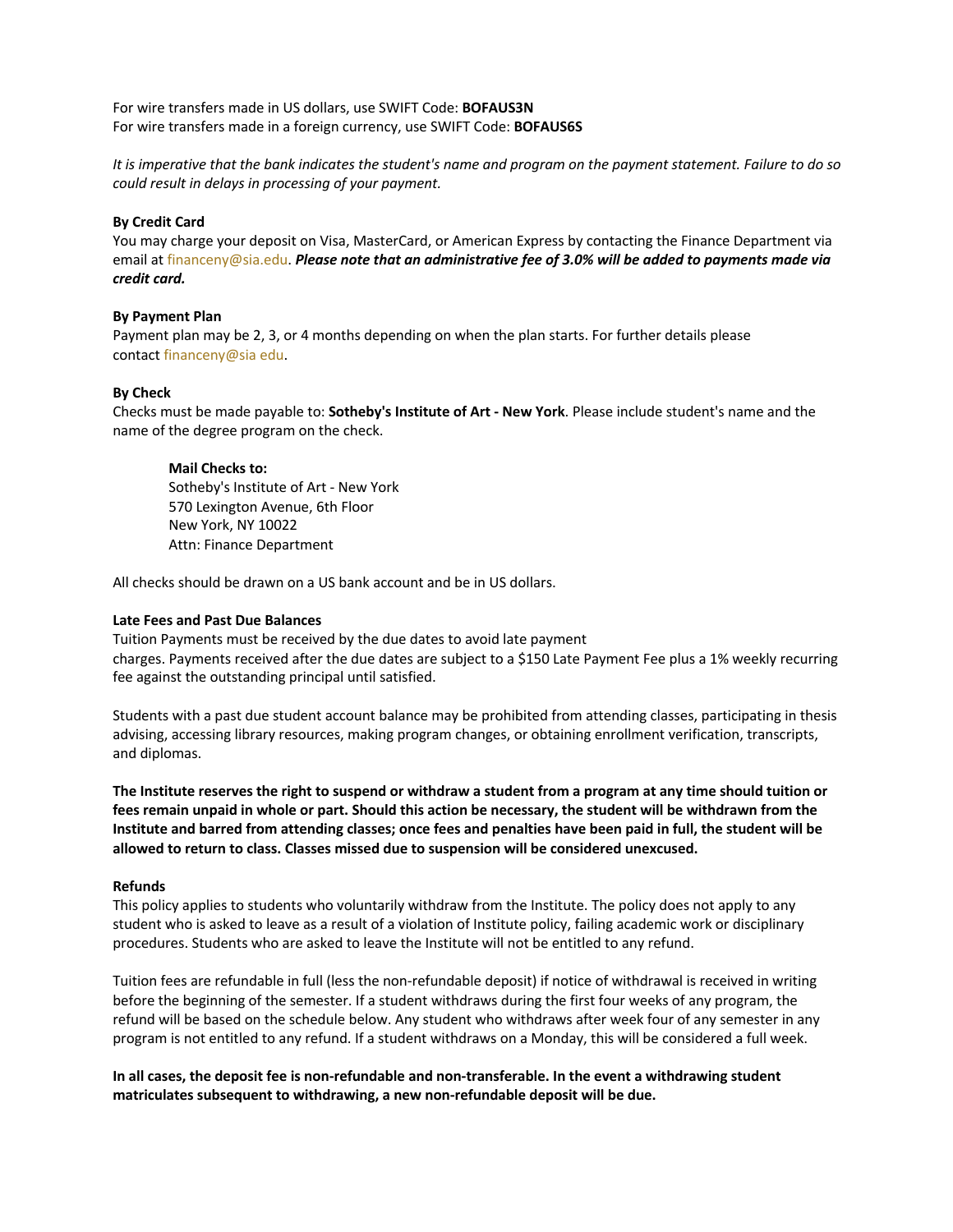For wire transfers made in US dollars, use SWIFT Code: **BOFAUS3N**
For wire transfers made in a foreign currency, use SWIFT Code: **BOFAUS6S**

*It is imperative that the bank indicates the student's name and program on the payment statement. Failure to do so could result in delays in processing of your payment.*

**By Credit Card**
You may charge your deposit on Visa, MasterCard, or American Express by contacting the Finance Department via email at financeny@sia.edu. ***Please note that an administrative fee of 3.0% will be added to payments made via credit card.***

**By Payment Plan**
Payment plan may be 2, 3, or 4 months depending on when the plan starts. For further details please contact financeny@sia edu.

**By Check**
Checks must be made payable to: **Sotheby's Institute of Art - New York**. Please include student's name and the name of the degree program on the check.

> **Mail Checks to:**
> Sotheby's Institute of Art - New York
> 570 Lexington Avenue, 6th Floor
> New York, NY 10022
> Attn: Finance Department

All checks should be drawn on a US bank account and be in US dollars.

**Late Fees and Past Due Balances**
Tuition Payments must be received by the due dates to avoid late payment charges. Payments received after the due dates are subject to a $150 Late Payment Fee plus a 1% weekly recurring fee against the outstanding principal until satisfied.

Students with a past due student account balance may be prohibited from attending classes, participating in thesis advising, accessing library resources, making program changes, or obtaining enrollment verification, transcripts, and diplomas.

**The Institute reserves the right to suspend or withdraw a student from a program at any time should tuition or fees remain unpaid in whole or part. Should this action be necessary, the student will be withdrawn from the Institute and barred from attending classes; once fees and penalties have been paid in full, the student will be allowed to return to class. Classes missed due to suspension will be considered unexcused.**

**Refunds**
This policy applies to students who voluntarily withdraw from the Institute. The policy does not apply to any student who is asked to leave as a result of a violation of Institute policy, failing academic work or disciplinary procedures. Students who are asked to leave the Institute will not be entitled to any refund.

Tuition fees are refundable in full (less the non-refundable deposit) if notice of withdrawal is received in writing before the beginning of the semester. If a student withdraws during the first four weeks of any program, the refund will be based on the schedule below. Any student who withdraws after week four of any semester in any program is not entitled to any refund. If a student withdraws on a Monday, this will be considered a full week.

**In all cases, the deposit fee is non-refundable and non-transferable. In the event a withdrawing student matriculates subsequent to withdrawing, a new non-refundable deposit will be due.**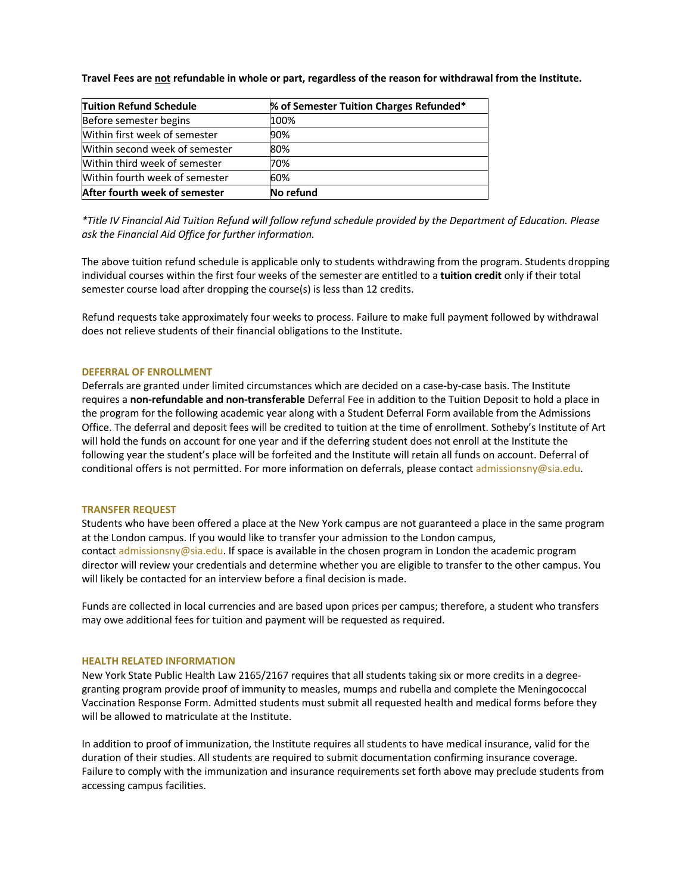**Travel Fees are <u>not</u> refundable in whole or part, regardless of the reason for withdrawal from the Institute.**

| Tuition Refund Schedule | % of Semester Tuition Charges Refunded* |
| --- | --- |
| Before semester begins | 100% |
| Within first week of semester | 90% |
| Within second week of semester | 80% |
| Within third week of semester | 70% |
| Within fourth week of semester | 60% |
| **After fourth week of semester** | **No refund** |

*\*Title IV Financial Aid Tuition Refund will follow refund schedule provided by the Department of Education. Please ask the Financial Aid Office for further information.*

The above tuition refund schedule is applicable only to students withdrawing from the program. Students dropping individual courses within the first four weeks of the semester are entitled to a **tuition credit** only if their total semester course load after dropping the course(s) is less than 12 credits.

Refund requests take approximately four weeks to process. Failure to make full payment followed by withdrawal does not relieve students of their financial obligations to the Institute.

## DEFERRAL OF ENROLLMENT

Deferrals are granted under limited circumstances which are decided on a case-by-case basis. The Institute requires a **non-refundable and non-transferable** Deferral Fee in addition to the Tuition Deposit to hold a place in the program for the following academic year along with a Student Deferral Form available from the Admissions Office. The deferral and deposit fees will be credited to tuition at the time of enrollment. Sotheby's Institute of Art will hold the funds on account for one year and if the deferring student does not enroll at the Institute the following year the student's place will be forfeited and the Institute will retain all funds on account. Deferral of conditional offers is not permitted. For more information on deferrals, please contact admissionsny@sia.edu.

## TRANSFER REQUEST

Students who have been offered a place at the New York campus are not guaranteed a place in the same program at the London campus. If you would like to transfer your admission to the London campus, contact admissionsny@sia.edu. If space is available in the chosen program in London the academic program director will review your credentials and determine whether you are eligible to transfer to the other campus. You will likely be contacted for an interview before a final decision is made.

Funds are collected in local currencies and are based upon prices per campus; therefore, a student who transfers may owe additional fees for tuition and payment will be requested as required.

## HEALTH RELATED INFORMATION

New York State Public Health Law 2165/2167 requires that all students taking six or more credits in a degree-granting program provide proof of immunity to measles, mumps and rubella and complete the Meningococcal Vaccination Response Form. Admitted students must submit all requested health and medical forms before they will be allowed to matriculate at the Institute.

In addition to proof of immunization, the Institute requires all students to have medical insurance, valid for the duration of their studies. All students are required to submit documentation confirming insurance coverage. Failure to comply with the immunization and insurance requirements set forth above may preclude students from accessing campus facilities.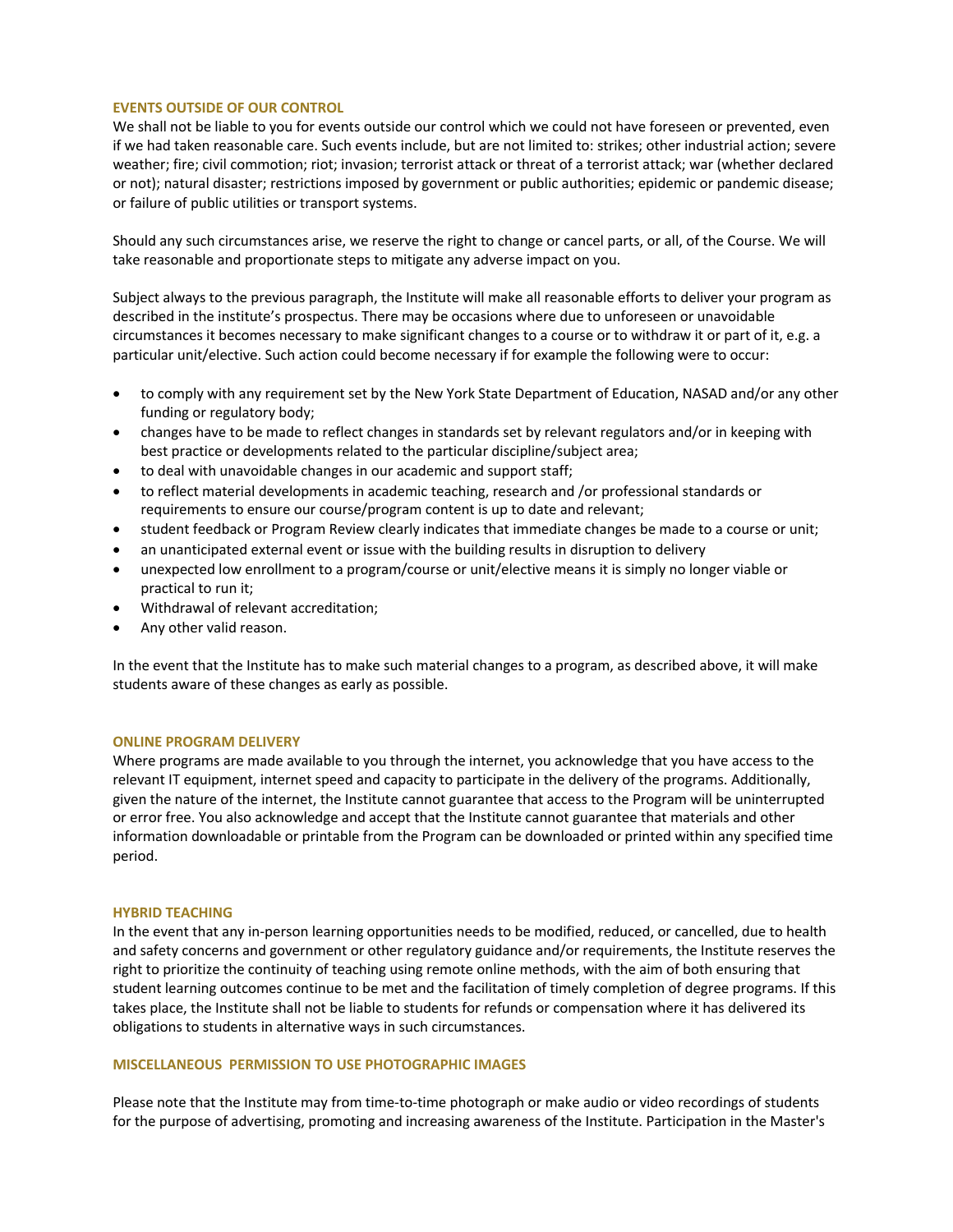## EVENTS OUTSIDE OF OUR CONTROL

We shall not be liable to you for events outside our control which we could not have foreseen or prevented, even if we had taken reasonable care. Such events include, but are not limited to: strikes; other industrial action; severe weather; fire; civil commotion; riot; invasion; terrorist attack or threat of a terrorist attack; war (whether declared or not); natural disaster; restrictions imposed by government or public authorities; epidemic or pandemic disease; or failure of public utilities or transport systems.

Should any such circumstances arise, we reserve the right to change or cancel parts, or all, of the Course. We will take reasonable and proportionate steps to mitigate any adverse impact on you.

Subject always to the previous paragraph, the Institute will make all reasonable efforts to deliver your program as described in the institute's prospectus. There may be occasions where due to unforeseen or unavoidable circumstances it becomes necessary to make significant changes to a course or to withdraw it or part of it, e.g. a particular unit/elective. Such action could become necessary if for example the following were to occur:

- to comply with any requirement set by the New York State Department of Education, NASAD and/or any other funding or regulatory body;
- changes have to be made to reflect changes in standards set by relevant regulators and/or in keeping with best practice or developments related to the particular discipline/subject area;
- to deal with unavoidable changes in our academic and support staff;
- to reflect material developments in academic teaching, research and /or professional standards or requirements to ensure our course/program content is up to date and relevant;
- student feedback or Program Review clearly indicates that immediate changes be made to a course or unit;
- an unanticipated external event or issue with the building results in disruption to delivery
- unexpected low enrollment to a program/course or unit/elective means it is simply no longer viable or practical to run it;
- Withdrawal of relevant accreditation;
- Any other valid reason.

In the event that the Institute has to make such material changes to a program, as described above, it will make students aware of these changes as early as possible.

## ONLINE PROGRAM DELIVERY

Where programs are made available to you through the internet, you acknowledge that you have access to the relevant IT equipment, internet speed and capacity to participate in the delivery of the programs. Additionally, given the nature of the internet, the Institute cannot guarantee that access to the Program will be uninterrupted or error free. You also acknowledge and accept that the Institute cannot guarantee that materials and other information downloadable or printable from the Program can be downloaded or printed within any specified time period.

## HYBRID TEACHING

In the event that any in-person learning opportunities needs to be modified, reduced, or cancelled, due to health and safety concerns and government or other regulatory guidance and/or requirements, the Institute reserves the right to prioritize the continuity of teaching using remote online methods, with the aim of both ensuring that student learning outcomes continue to be met and the facilitation of timely completion of degree programs. If this takes place, the Institute shall not be liable to students for refunds or compensation where it has delivered its obligations to students in alternative ways in such circumstances.

## MISCELLANEOUS PERMISSION TO USE PHOTOGRAPHIC IMAGES

Please note that the Institute may from time-to-time photograph or make audio or video recordings of students for the purpose of advertising, promoting and increasing awareness of the Institute. Participation in the Master's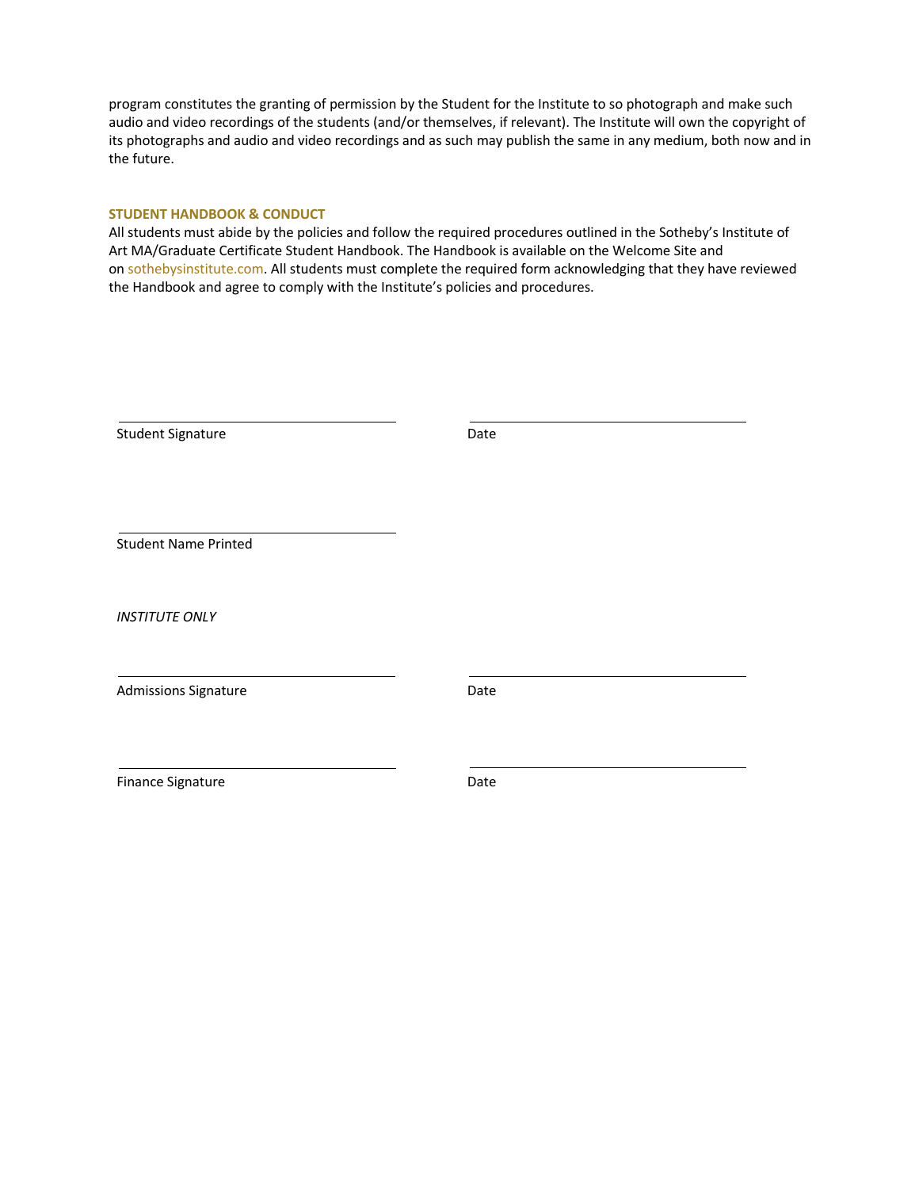program constitutes the granting of permission by the Student for the Institute to so photograph and make such audio and video recordings of the students (and/or themselves, if relevant). The Institute will own the copyright of its photographs and audio and video recordings and as such may publish the same in any medium, both now and in the future.

## STUDENT HANDBOOK & CONDUCT

All students must abide by the policies and follow the required procedures outlined in the Sotheby's Institute of Art MA/Graduate Certificate Student Handbook. The Handbook is available on the Welcome Site and on sothebysinstitute.com. All students must complete the required form acknowledging that they have reviewed the Handbook and agree to comply with the Institute's policies and procedures.

| | |
|---|---|
| ______________________________ | ______________________________ |
| Student Signature | Date |

______________________________

Student Name Printed

*INSTITUTE ONLY*

| | |
|---|---|
| ______________________________ | ______________________________ |
| Admissions Signature | Date |
| ______________________________ | ______________________________ |
| Finance Signature | Date |